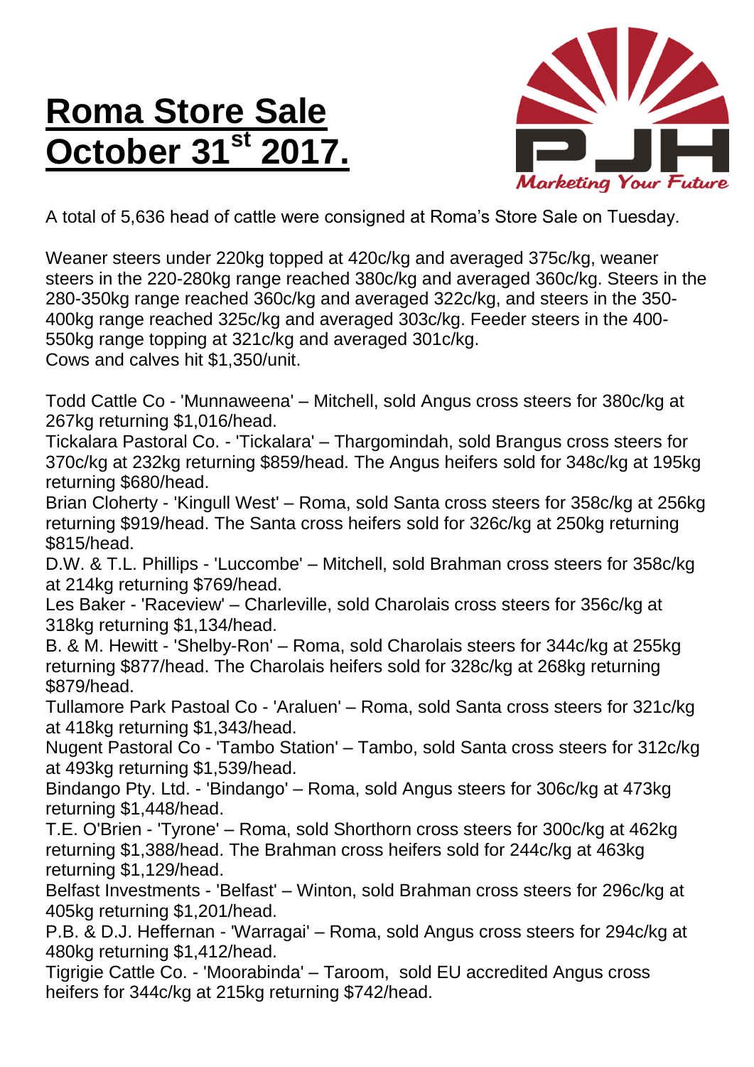# Roma Store Sale October 31st 2017.

A total of 5,636 head of cattle were consigned at Roma's Store Sale on Tuesday.

Weaner steers under 220kg topped at 420c/kg and averaged 375c/kg, weaner steers in the 220-280kg range reached 380c/kg and averaged 360c/kg. Steers in the 280-350kg range reached 360c/kg and averaged 322c/kg, and steers in the 350-400kg range reached 325c/kg and averaged 303c/kg. Feeder steers in the 400-550kg range topping at 321c/kg and averaged 301c/kg.
Cows and calves hit $1,350/unit.

Todd Cattle Co - 'Munnaweena' – Mitchell, sold Angus cross steers for 380c/kg at 267kg returning $1,016/head.
Tickalara Pastoral Co. - 'Tickalara' – Thargomindah, sold Brangus cross steers for 370c/kg at 232kg returning $859/head. The Angus heifers sold for 348c/kg at 195kg returning $680/head.
Brian Cloherty - 'Kingull West' – Roma, sold Santa cross steers for 358c/kg at 256kg returning $919/head. The Santa cross heifers sold for 326c/kg at 250kg returning $815/head.
D.W. & T.L. Phillips - 'Luccombe' – Mitchell, sold Brahman cross steers for 358c/kg at 214kg returning $769/head.
Les Baker - 'Raceview' – Charleville, sold Charolais cross steers for 356c/kg at 318kg returning $1,134/head.
B. & M. Hewitt - 'Shelby-Ron' – Roma, sold Charolais steers for 344c/kg at 255kg returning $877/head. The Charolais heifers sold for 328c/kg at 268kg returning $879/head.
Tullamore Park Pastoal Co - 'Araluen' – Roma, sold Santa cross steers for 321c/kg at 418kg returning $1,343/head.
Nugent Pastoral Co - 'Tambo Station' – Tambo, sold Santa cross steers for 312c/kg at 493kg returning $1,539/head.
Bindango Pty. Ltd. - 'Bindango' – Roma, sold Angus steers for 306c/kg at 473kg returning $1,448/head.
T.E. O'Brien - 'Tyrone' – Roma, sold Shorthorn cross steers for 300c/kg at 462kg returning $1,388/head. The Brahman cross heifers sold for 244c/kg at 463kg returning $1,129/head.
Belfast Investments - 'Belfast' – Winton, sold Brahman cross steers for 296c/kg at 405kg returning $1,201/head.
P.B. & D.J. Heffernan - 'Warragai' – Roma, sold Angus cross steers for 294c/kg at 480kg returning $1,412/head.
Tigrigie Cattle Co. - 'Moorabinda' – Taroom, sold EU accredited Angus cross heifers for 344c/kg at 215kg returning $742/head.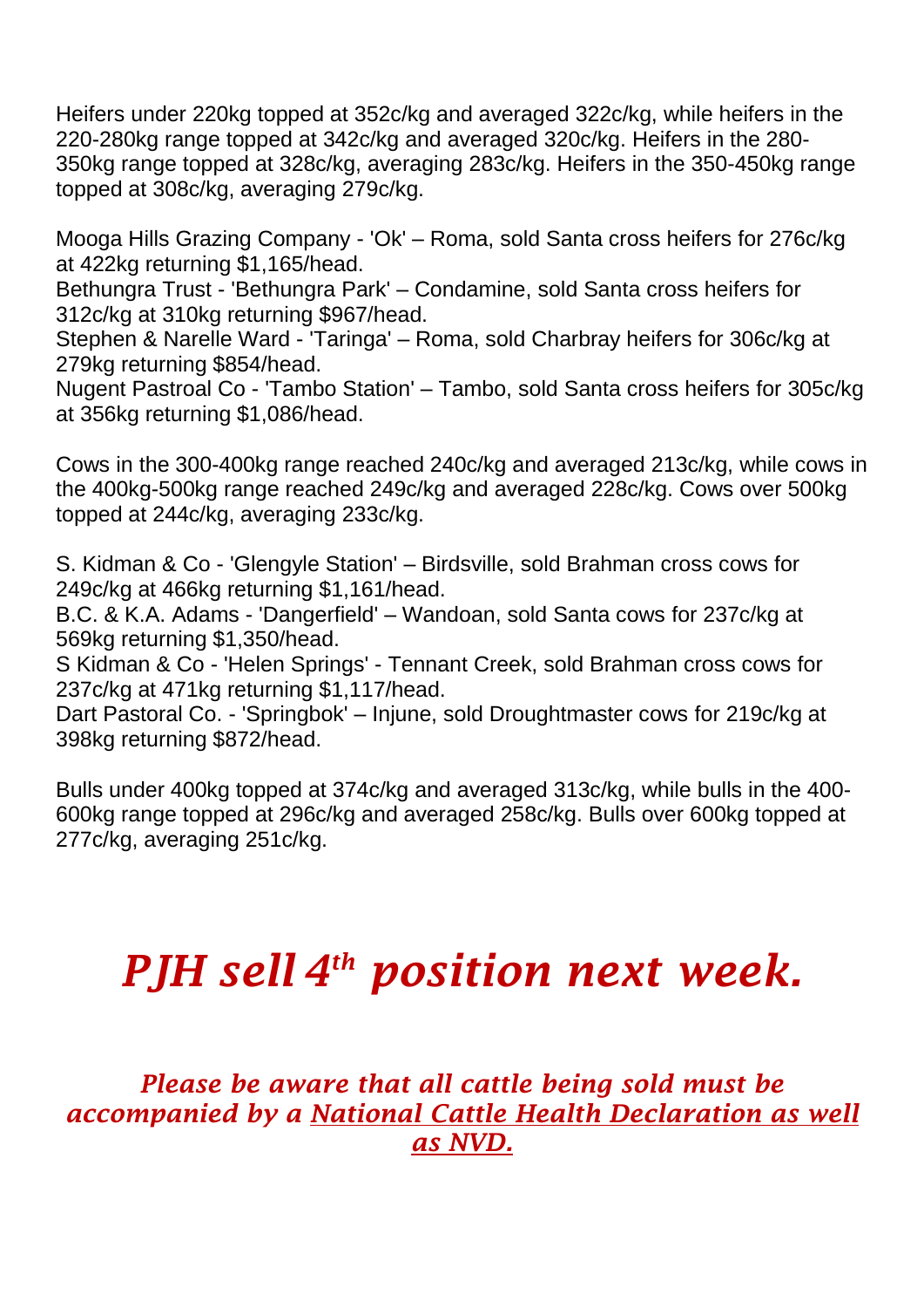Heifers under 220kg topped at 352c/kg and averaged 322c/kg, while heifers in the 220-280kg range topped at 342c/kg and averaged 320c/kg. Heifers in the 280-350kg range topped at 328c/kg, averaging 283c/kg. Heifers in the 350-450kg range topped at 308c/kg, averaging 279c/kg.

Mooga Hills Grazing Company - 'Ok' – Roma, sold Santa cross heifers for 276c/kg at 422kg returning $1,165/head.
Bethungra Trust - 'Bethungra Park' – Condamine, sold Santa cross heifers for 312c/kg at 310kg returning $967/head.
Stephen & Narelle Ward - 'Taringa' – Roma, sold Charbray heifers for 306c/kg at 279kg returning $854/head.
Nugent Pastroal Co - 'Tambo Station' – Tambo, sold Santa cross heifers for 305c/kg at 356kg returning $1,086/head.

Cows in the 300-400kg range reached 240c/kg and averaged 213c/kg, while cows in the 400kg-500kg range reached 249c/kg and averaged 228c/kg. Cows over 500kg topped at 244c/kg, averaging 233c/kg.

S. Kidman & Co - 'Glengyle Station' – Birdsville, sold Brahman cross cows for 249c/kg at 466kg returning $1,161/head.
B.C. & K.A. Adams - 'Dangerfield' – Wandoan, sold Santa cows for 237c/kg at 569kg returning $1,350/head.
S Kidman & Co - 'Helen Springs' - Tennant Creek, sold Brahman cross cows for 237c/kg at 471kg returning $1,117/head.
Dart Pastoral Co. - 'Springbok' – Injune, sold Droughtmaster cows for 219c/kg at 398kg returning $872/head.

Bulls under 400kg topped at 374c/kg and averaged 313c/kg, while bulls in the 400-600kg range topped at 296c/kg and averaged 258c/kg. Bulls over 600kg topped at 277c/kg, averaging 251c/kg.

# *PJH sell 4th position next week.*

***Please be aware that all cattle being sold must be accompanied by a National Cattle Health Declaration as well as NVD.***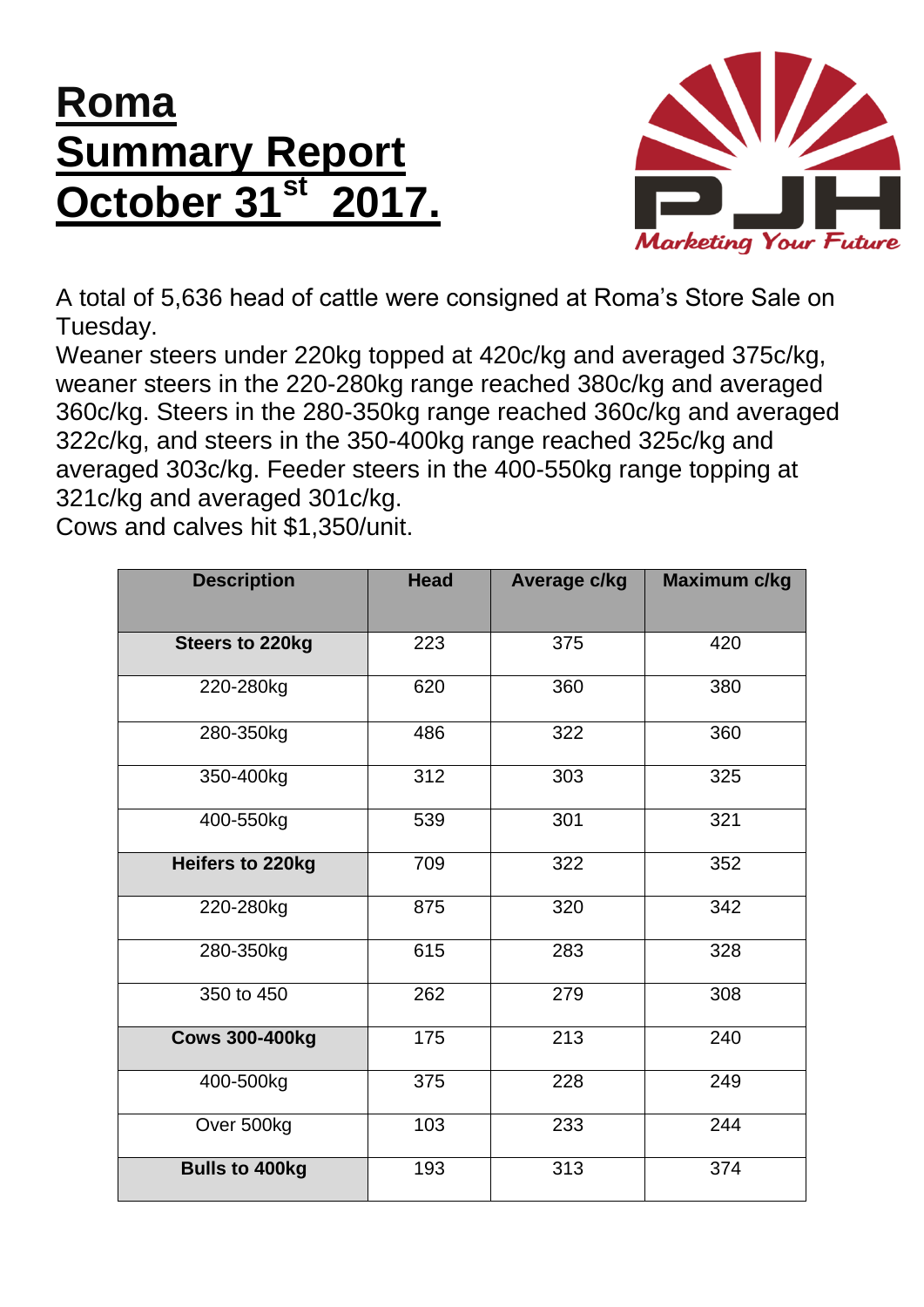# Roma Summary Report October 31st 2017.

PJH

*Marketing Your Future*

A total of 5,636 head of cattle were consigned at Roma's Store Sale on Tuesday.

Weaner steers under 220kg topped at 420c/kg and averaged 375c/kg, weaner steers in the 220-280kg range reached 380c/kg and averaged 360c/kg. Steers in the 280-350kg range reached 360c/kg and averaged 322c/kg, and steers in the 350-400kg range reached 325c/kg and averaged 303c/kg. Feeder steers in the 400-550kg range topping at 321c/kg and averaged 301c/kg.

Cows and calves hit $1,350/unit.

| Description | Head | Average c/kg | Maximum c/kg |
|---|---|---|---|
| **Steers to 220kg** | 223 | 375 | 420 |
| 220-280kg | 620 | 360 | 380 |
| 280-350kg | 486 | 322 | 360 |
| 350-400kg | 312 | 303 | 325 |
| 400-550kg | 539 | 301 | 321 |
| **Heifers to 220kg** | 709 | 322 | 352 |
| 220-280kg | 875 | 320 | 342 |
| 280-350kg | 615 | 283 | 328 |
| 350 to 450 | 262 | 279 | 308 |
| **Cows 300-400kg** | 175 | 213 | 240 |
| 400-500kg | 375 | 228 | 249 |
| Over 500kg | 103 | 233 | 244 |
| **Bulls to 400kg** | 193 | 313 | 374 |